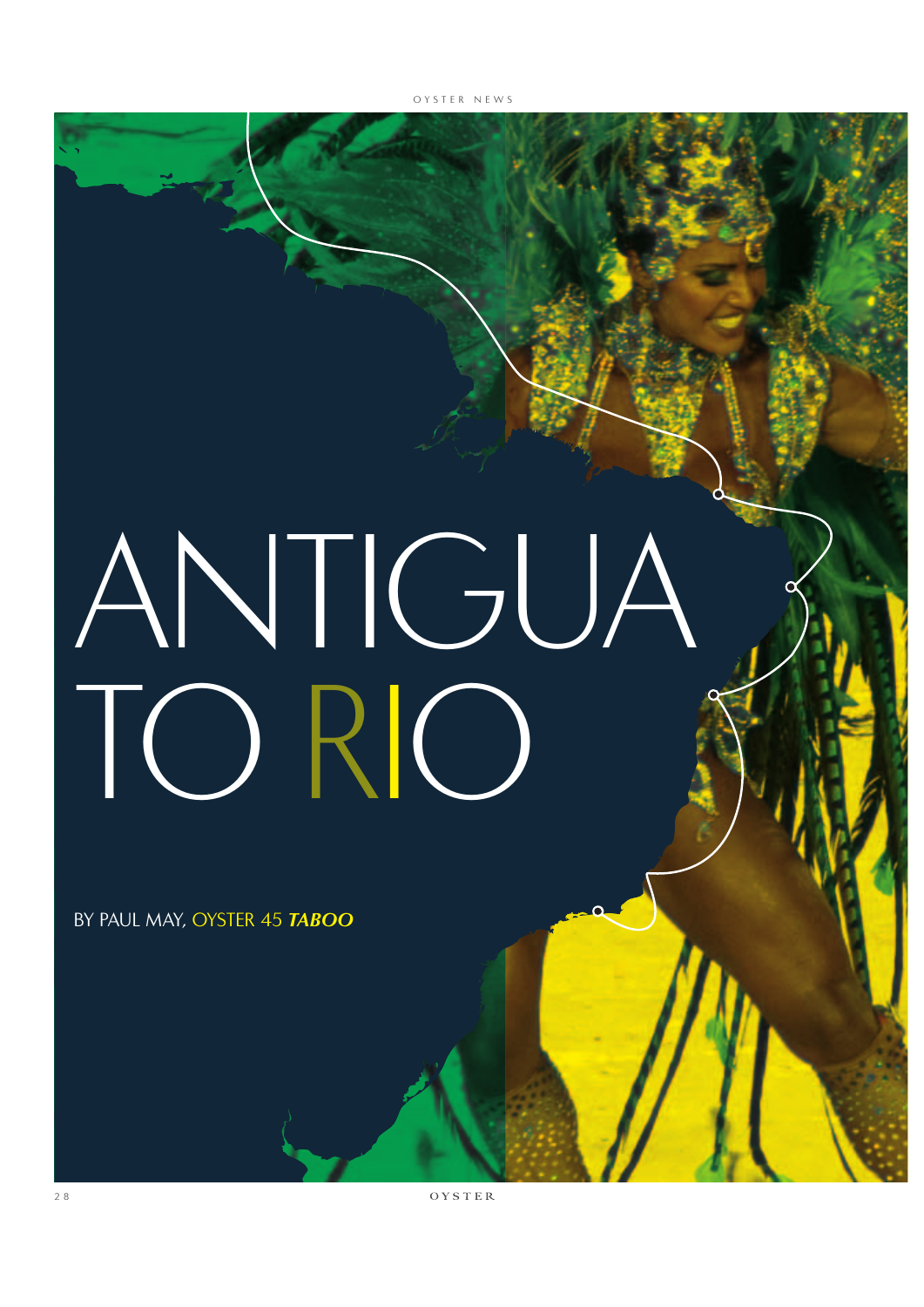# ANTIGUA TO RIO

BY PAUL MAY, OYSTER 45 ***TABOO***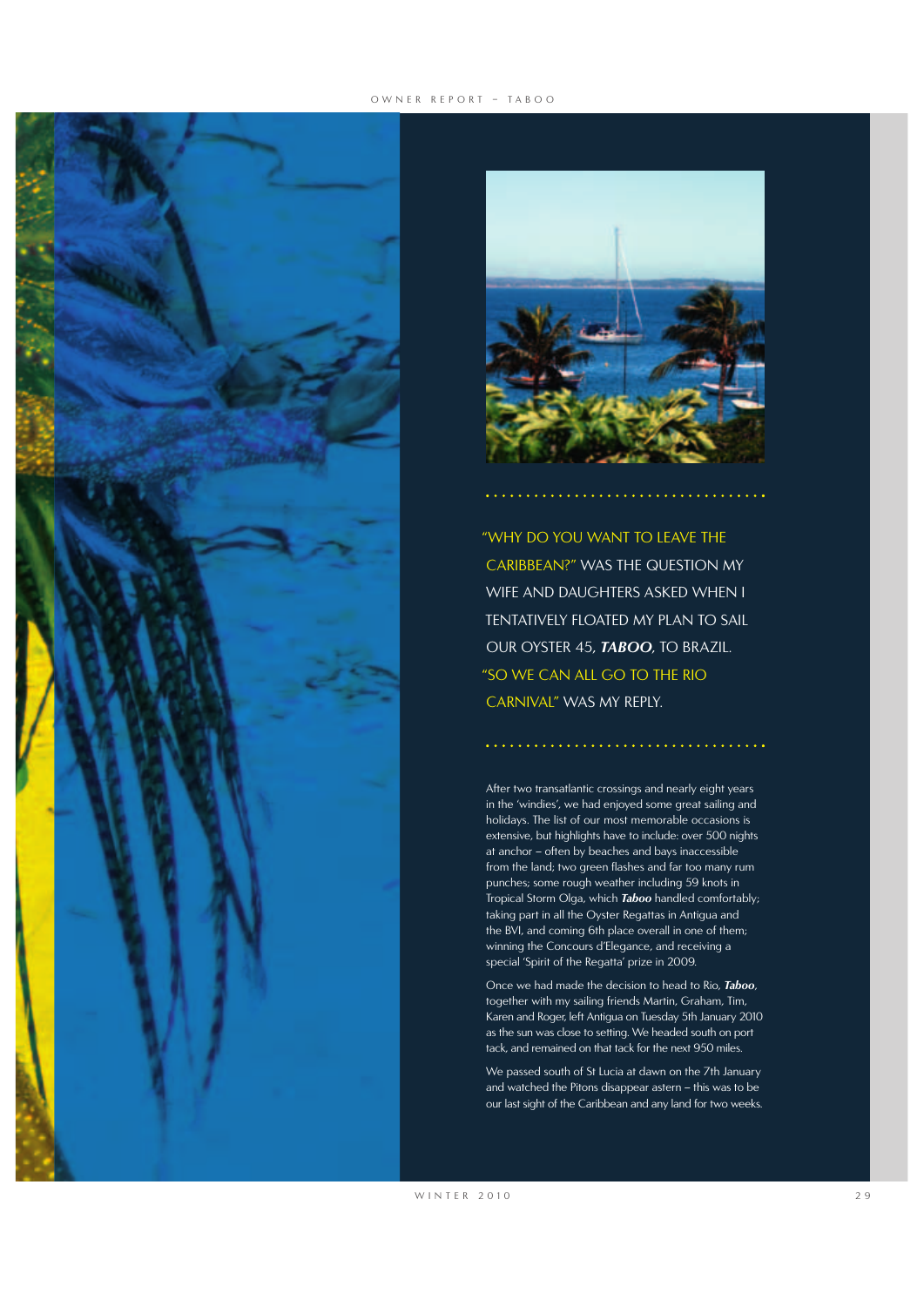"WHY DO YOU WANT TO LEAVE THE CARIBBEAN?" WAS THE QUESTION MY WIFE AND DAUGHTERS ASKED WHEN I TENTATIVELY FLOATED MY PLAN TO SAIL OUR OYSTER 45, ***TABOO***, TO BRAZIL. "SO WE CAN ALL GO TO THE RIO CARNIVAL" WAS MY REPLY.

After two transatlantic crossings and nearly eight years in the 'windies', we had enjoyed some great sailing and holidays. The list of our most memorable occasions is extensive, but highlights have to include: over 500 nights at anchor – often by beaches and bays inaccessible from the land; two green flashes and far too many rum punches; some rough weather including 59 knots in Tropical Storm Olga, which ***Taboo*** handled comfortably; taking part in all the Oyster Regattas in Antigua and the BVI, and coming 6th place overall in one of them; winning the Concours d'Elegance, and receiving a special 'Spirit of the Regatta' prize in 2009.

Once we had made the decision to head to Rio, ***Taboo***, together with my sailing friends Martin, Graham, Tim, Karen and Roger, left Antigua on Tuesday 5th January 2010 as the sun was close to setting. We headed south on port tack, and remained on that tack for the next 950 miles.

We passed south of St Lucia at dawn on the 7th January and watched the Pitons disappear astern – this was to be our last sight of the Caribbean and any land for two weeks.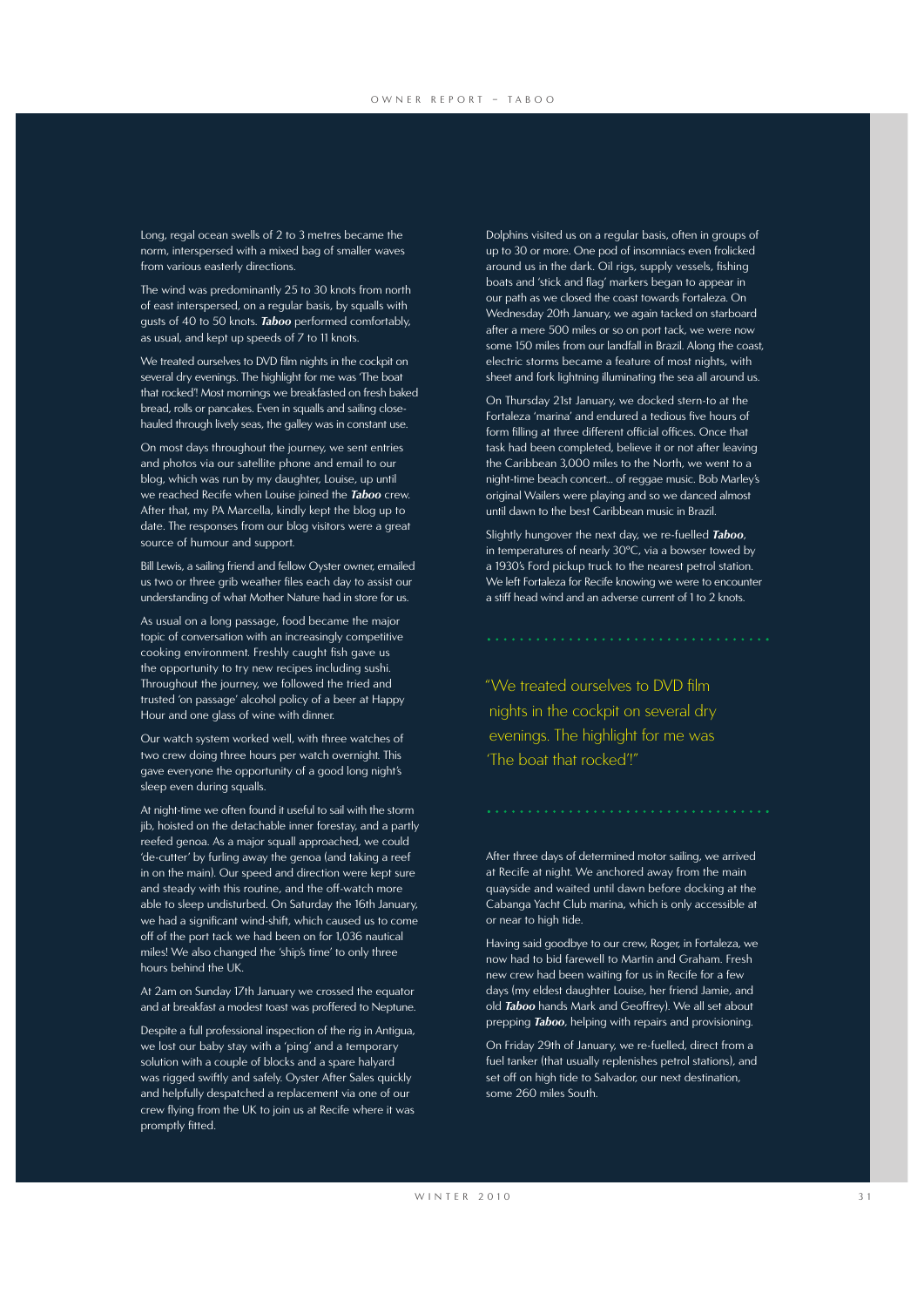Long, regal ocean swells of 2 to 3 metres became the norm, interspersed with a mixed bag of smaller waves from various easterly directions.

The wind was predominantly 25 to 30 knots from north of east interspersed, on a regular basis, by squalls with gusts of 40 to 50 knots. ***Taboo*** performed comfortably, as usual, and kept up speeds of 7 to 11 knots.

We treated ourselves to DVD film nights in the cockpit on several dry evenings. The highlight for me was 'The boat that rocked'! Most mornings we breakfasted on fresh baked bread, rolls or pancakes. Even in squalls and sailing close-hauled through lively seas, the galley was in constant use.

On most days throughout the journey, we sent entries and photos via our satellite phone and email to our blog, which was run by my daughter, Louise, up until we reached Recife when Louise joined the ***Taboo*** crew. After that, my PA Marcella, kindly kept the blog up to date. The responses from our blog visitors were a great source of humour and support.

Bill Lewis, a sailing friend and fellow Oyster owner, emailed us two or three grib weather files each day to assist our understanding of what Mother Nature had in store for us.

As usual on a long passage, food became the major topic of conversation with an increasingly competitive cooking environment. Freshly caught fish gave us the opportunity to try new recipes including sushi. Throughout the journey, we followed the tried and trusted 'on passage' alcohol policy of a beer at Happy Hour and one glass of wine with dinner.

Our watch system worked well, with three watches of two crew doing three hours per watch overnight. This gave everyone the opportunity of a good long night's sleep even during squalls.

At night-time we often found it useful to sail with the storm jib, hoisted on the detachable inner forestay, and a partly reefed genoa. As a major squall approached, we could 'de-cutter' by furling away the genoa (and taking a reef in on the main). Our speed and direction were kept sure and steady with this routine, and the off-watch more able to sleep undisturbed. On Saturday the 16th January, we had a significant wind-shift, which caused us to come off of the port tack we had been on for 1,036 nautical miles! We also changed the 'ship's time' to only three hours behind the UK.

At 2am on Sunday 17th January we crossed the equator and at breakfast a modest toast was proffered to Neptune.

Despite a full professional inspection of the rig in Antigua, we lost our baby stay with a 'ping' and a temporary solution with a couple of blocks and a spare halyard was rigged swiftly and safely. Oyster After Sales quickly and helpfully despatched a replacement via one of our crew flying from the UK to join us at Recife where it was promptly fitted.

Dolphins visited us on a regular basis, often in groups of up to 30 or more. One pod of insomniacs even frolicked around us in the dark. Oil rigs, supply vessels, fishing boats and 'stick and flag' markers began to appear in our path as we closed the coast towards Fortaleza. On Wednesday 20th January, we again tacked on starboard after a mere 500 miles or so on port tack, we were now some 150 miles from our landfall in Brazil. Along the coast, electric storms became a feature of most nights, with sheet and fork lightning illuminating the sea all around us.

On Thursday 21st January, we docked stern-to at the Fortaleza 'marina' and endured a tedious five hours of form filling at three different official offices. Once that task had been completed, believe it or not after leaving the Caribbean 3,000 miles to the North, we went to a night-time beach concert... of reggae music. Bob Marley's original Wailers were playing and so we danced almost until dawn to the best Caribbean music in Brazil.

Slightly hungover the next day, we re-fuelled ***Taboo***, in temperatures of nearly 30°C, via a bowser towed by a 1930's Ford pickup truck to the nearest petrol station. We left Fortaleza for Recife knowing we were to encounter a stiff head wind and an adverse current of 1 to 2 knots.

> "We treated ourselves to DVD film nights in the cockpit on several dry evenings. The highlight for me was 'The boat that rocked'!"

After three days of determined motor sailing, we arrived at Recife at night. We anchored away from the main quayside and waited until dawn before docking at the Cabanga Yacht Club marina, which is only accessible at or near to high tide.

Having said goodbye to our crew, Roger, in Fortaleza, we now had to bid farewell to Martin and Graham. Fresh new crew had been waiting for us in Recife for a few days (my eldest daughter Louise, her friend Jamie, and old ***Taboo*** hands Mark and Geoffrey). We all set about prepping ***Taboo***, helping with repairs and provisioning.

On Friday 29th of January, we re-fuelled, direct from a fuel tanker (that usually replenishes petrol stations), and set off on high tide to Salvador, our next destination, some 260 miles South.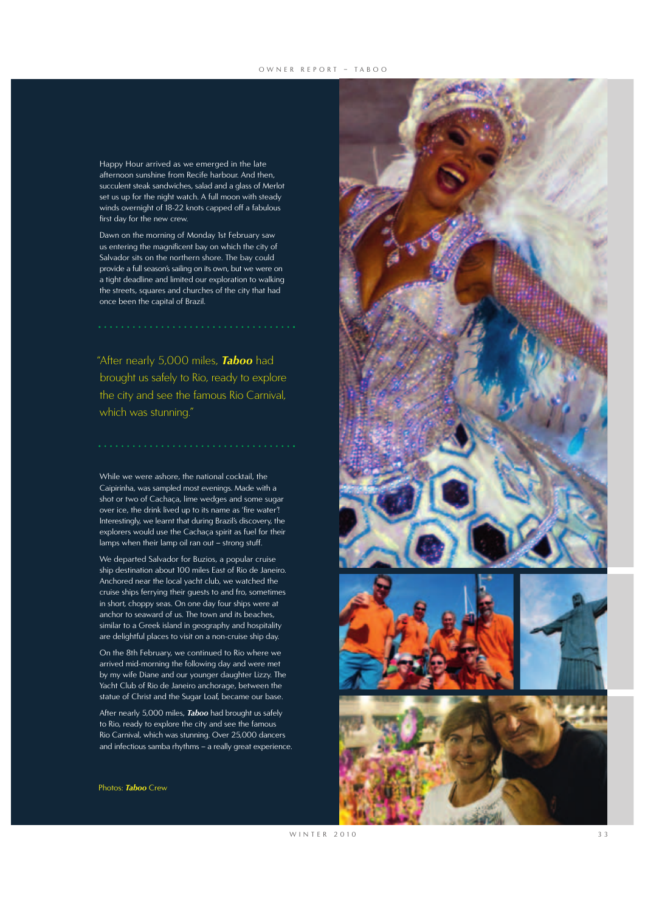Happy Hour arrived as we emerged in the late afternoon sunshine from Recife harbour. And then, succulent steak sandwiches, salad and a glass of Merlot set us up for the night watch. A full moon with steady winds overnight of 18-22 knots capped off a fabulous first day for the new crew.

Dawn on the morning of Monday 1st February saw us entering the magnificent bay on which the city of Salvador sits on the northern shore. The bay could provide a full season's sailing on its own, but we were on a tight deadline and limited our exploration to walking the streets, squares and churches of the city that had once been the capital of Brazil.

> "After nearly 5,000 miles, ***Taboo*** had brought us safely to Rio, ready to explore the city and see the famous Rio Carnival, which was stunning."

While we were ashore, the national cocktail, the Caipirinha, was sampled most evenings. Made with a shot or two of Cachaça, lime wedges and some sugar over ice, the drink lived up to its name as 'fire water'! Interestingly, we learnt that during Brazil's discovery, the explorers would use the Cachaça spirit as fuel for their lamps when their lamp oil ran out – strong stuff.

We departed Salvador for Buzios, a popular cruise ship destination about 100 miles East of Rio de Janeiro. Anchored near the local yacht club, we watched the cruise ships ferrying their guests to and fro, sometimes in short, choppy seas. On one day four ships were at anchor to seaward of us. The town and its beaches, similar to a Greek island in geography and hospitality are delightful places to visit on a non-cruise ship day.

On the 8th February, we continued to Rio where we arrived mid-morning the following day and were met by my wife Diane and our younger daughter Lizzy. The Yacht Club of Rio de Janeiro anchorage, between the statue of Christ and the Sugar Loaf, became our base.

After nearly 5,000 miles, ***Taboo*** had brought us safely to Rio, ready to explore the city and see the famous Rio Carnival, which was stunning. Over 25,000 dancers and infectious samba rhythms – a really great experience.

Photos: ***Taboo*** Crew